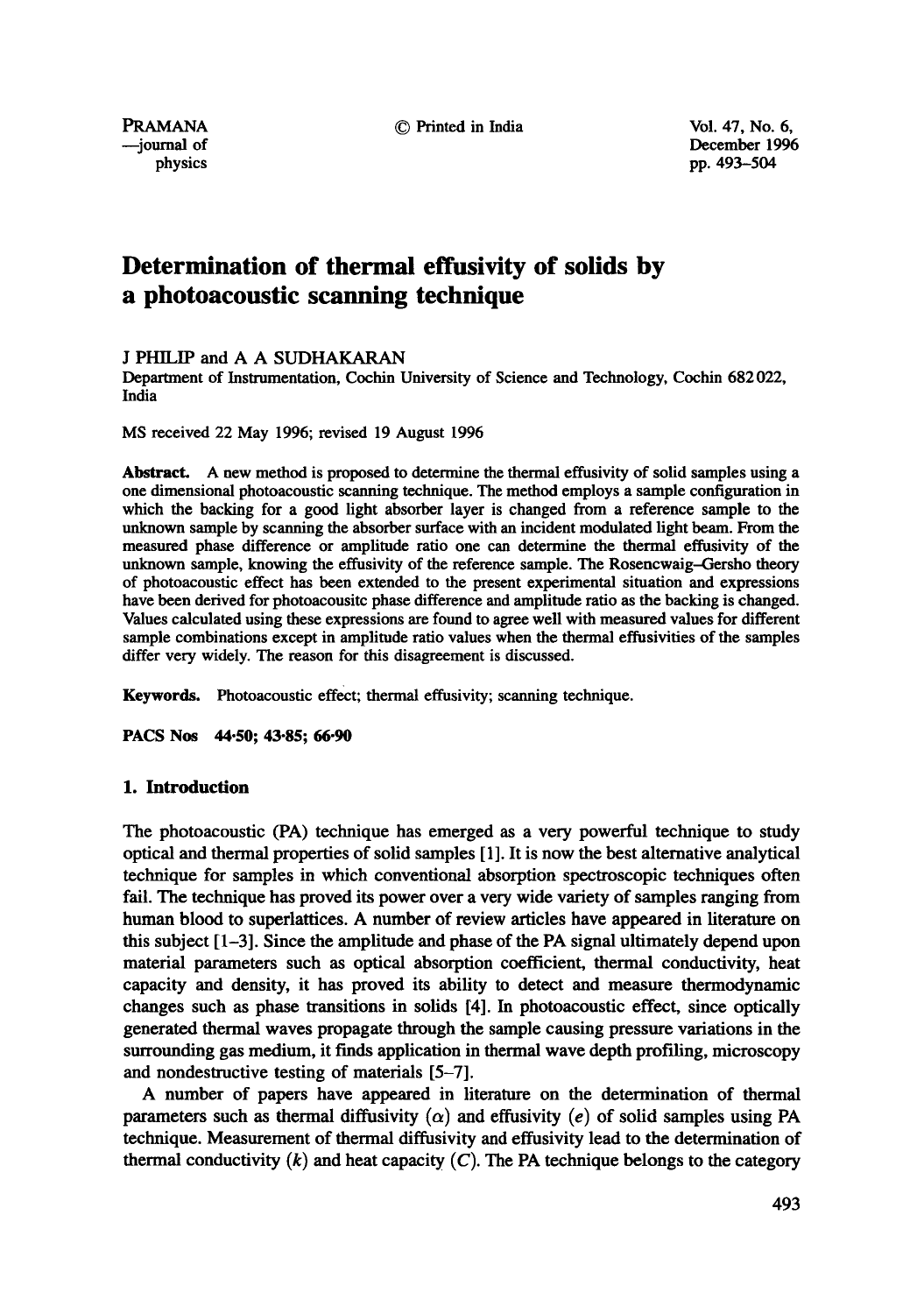# Determination of thermal effusivity of solids by a photoacoustic scanning technique

J PHILIP and A A SUDHAKARAN

Department of Instrumentation, Cochin University of Science and Technology, Cochin 682 022, India

MS received 22 May 1996; revised 19 August 1996

**Abstract.** A new method is proposed to determine the thermal effusivity of solid samples using a one dimensional photoacoustic scanning technique. The method employs a sample configuration in which the backing for a good light absorber layer is changed from a reference sample to the unknown sample by scanning the absorber surface with an incident modulated light beam. From the measured phase difference or amplitude ratio one can determine the thermal effusivity of the unknown sample, knowing the effusivity of the reference sample. The Rosencwaig–Gersho theory of photoacoustic effect has been extended to the present experimental situation and expressions have been derived for photoacousitc phase difference and amplitude ratio as the backing is changed. Values calculated using these expressions are found to agree well with measured values for different sample combinations except in amplitude ratio values when the thermal effusivities of the samples differ very widely. The reason for this disagreement is discussed.

**Keywords.** Photoacoustic effect; thermal effusivity; scanning technique.

**PACS Nos** 44·50; 43·85; 66·90

## 1. Introduction

The photoacoustic (PA) technique has emerged as a very powerful technique to study optical and thermal properties of solid samples [1]. It is now the best alternative analytical technique for samples in which conventional absorption spectroscopic techniques often fail. The technique has proved its power over a very wide variety of samples ranging from human blood to superlattices. A number of review articles have appeared in literature on this subject [1–3]. Since the amplitude and phase of the PA signal ultimately depend upon material parameters such as optical absorption coefficient, thermal conductivity, heat capacity and density, it has proved its ability to detect and measure thermodynamic changes such as phase transitions in solids [4]. In photoacoustic effect, since optically generated thermal waves propagate through the sample causing pressure variations in the surrounding gas medium, it finds application in thermal wave depth profiling, microscopy and nondestructive testing of materials [5–7].

A number of papers have appeared in literature on the determination of thermal parameters such as thermal diffusivity ($\alpha$) and effusivity ($e$) of solid samples using PA technique. Measurement of thermal diffusivity and effusivity lead to the determination of thermal conductivity ($k$) and heat capacity ($C$). The PA technique belongs to the category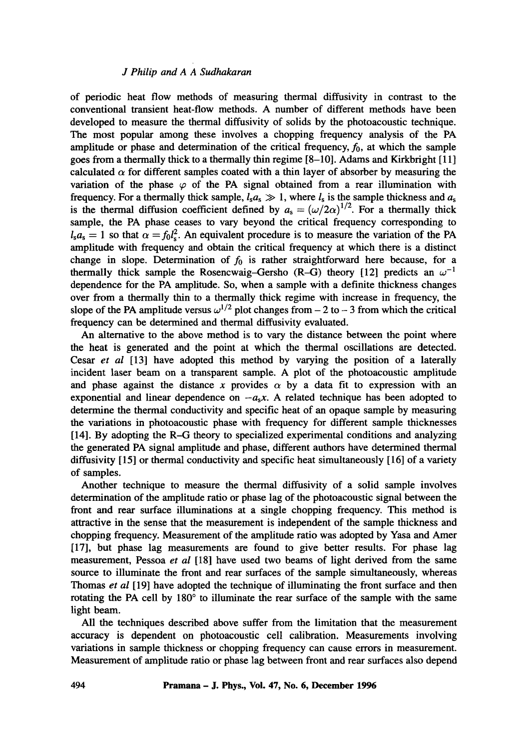of periodic heat flow methods of measuring thermal diffusivity in contrast to the conventional transient heat-flow methods. A number of different methods have been developed to measure the thermal diffusivity of solids by the photoacoustic technique. The most popular among these involves a chopping frequency analysis of the PA amplitude or phase and determination of the critical frequency, $f_0$, at which the sample goes from a thermally thick to a thermally thin regime [8–10]. Adams and Kirkbright [11] calculated $\alpha$ for different samples coated with a thin layer of absorber by measuring the variation of the phase $\varphi$ of the PA signal obtained from a rear illumination with frequency. For a thermally thick sample, $l_s a_s \gg 1$, where $l_s$ is the sample thickness and $a_s$ is the thermal diffusion coefficient defined by $a_s = (\omega/2\alpha)^{1/2}$. For a thermally thick sample, the PA phase ceases to vary beyond the critical frequency corresponding to $l_s a_s = 1$ so that $\alpha = f_0 l_s^2$. An equivalent procedure is to measure the variation of the PA amplitude with frequency and obtain the critical frequency at which there is a distinct change in slope. Determination of $f_0$ is rather straightforward here because, for a thermally thick sample the Rosencwaig–Gersho (R–G) theory [12] predicts an $\omega^{-1}$ dependence for the PA amplitude. So, when a sample with a definite thickness changes over from a thermally thin to a thermally thick regime with increase in frequency, the slope of the PA amplitude versus $\omega^{1/2}$ plot changes from $-2$ to $-3$ from which the critical frequency can be determined and thermal diffusivity evaluated.

An alternative to the above method is to vary the distance between the point where the heat is generated and the point at which the thermal oscillations are detected. Cesar *et al* [13] have adopted this method by varying the position of a laterally incident laser beam on a transparent sample. A plot of the photoacoustic amplitude and phase against the distance $x$ provides $\alpha$ by a data fit to expression with an exponential and linear dependence on $-a_s x$. A related technique has been adopted to determine the thermal conductivity and specific heat of an opaque sample by measuring the variations in photoacoustic phase with frequency for different sample thicknesses [14]. By adopting the R–G theory to specialized experimental conditions and analyzing the generated PA signal amplitude and phase, different authors have determined thermal diffusivity [15] or thermal conductivity and specific heat simultaneously [16] of a variety of samples.

Another technique to measure the thermal diffusivity of a solid sample involves determination of the amplitude ratio or phase lag of the photoacoustic signal between the front and rear surface illuminations at a single chopping frequency. This method is attractive in the sense that the measurement is independent of the sample thickness and chopping frequency. Measurement of the amplitude ratio was adopted by Yasa and Amer [17], but phase lag measurements are found to give better results. For phase lag measurement, Pessoa *et al* [18] have used two beams of light derived from the same source to illuminate the front and rear surfaces of the sample simultaneously, whereas Thomas *et al* [19] have adopted the technique of illuminating the front surface and then rotating the PA cell by 180° to illuminate the rear surface of the sample with the same light beam.

All the techniques described above suffer from the limitation that the measurement accuracy is dependent on photoacoustic cell calibration. Measurements involving variations in sample thickness or chopping frequency can cause errors in measurement. Measurement of amplitude ratio or phase lag between front and rear surfaces also depend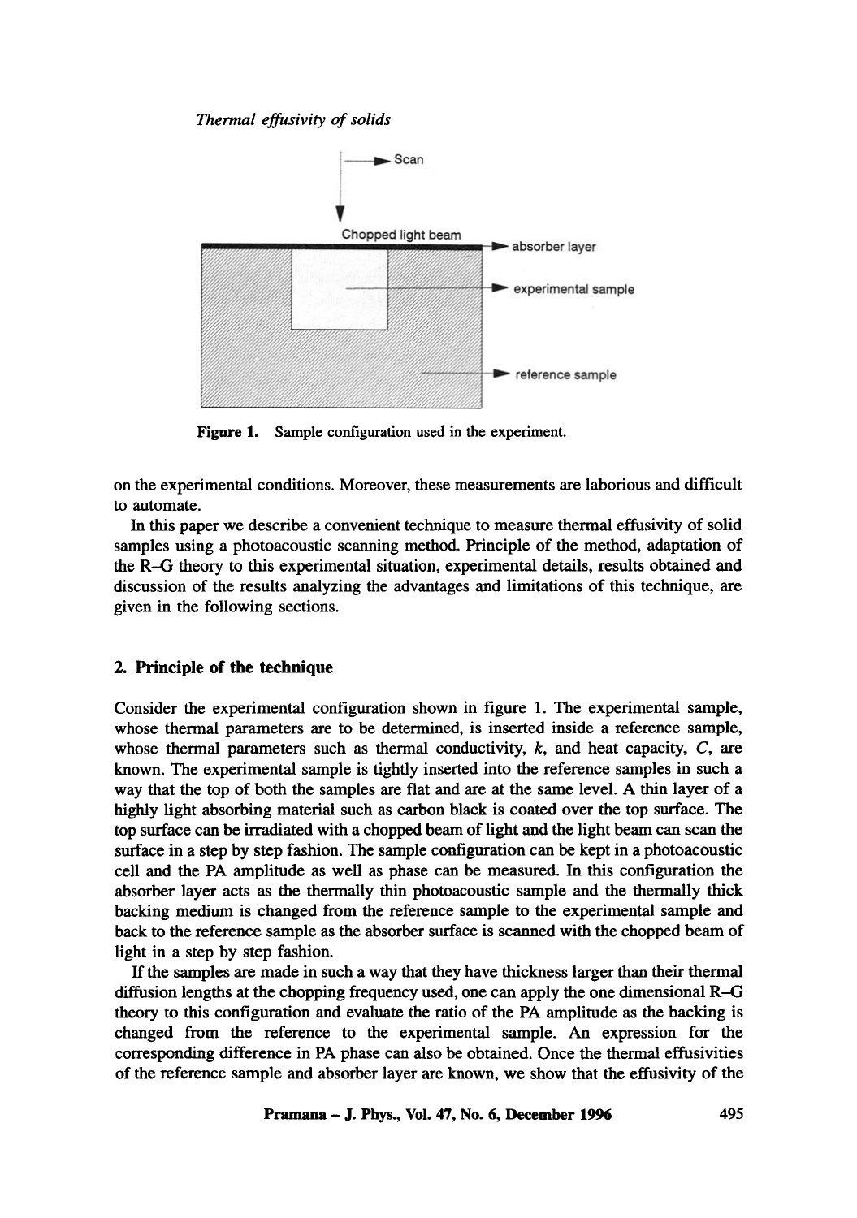Figure 1. Sample configuration used in the experiment.

on the experimental conditions. Moreover, these measurements are laborious and difficult to automate.

In this paper we describe a convenient technique to measure thermal effusivity of solid samples using a photoacoustic scanning method. Principle of the method, adaptation of the R–G theory to this experimental situation, experimental details, results obtained and discussion of the results analyzing the advantages and limitations of this technique, are given in the following sections.

## 2. Principle of the technique

Consider the experimental configuration shown in figure 1. The experimental sample, whose thermal parameters are to be determined, is inserted inside a reference sample, whose thermal parameters such as thermal conductivity, $k$, and heat capacity, $C$, are known. The experimental sample is tightly inserted into the reference samples in such a way that the top of both the samples are flat and are at the same level. A thin layer of a highly light absorbing material such as carbon black is coated over the top surface. The top surface can be irradiated with a chopped beam of light and the light beam can scan the surface in a step by step fashion. The sample configuration can be kept in a photoacoustic cell and the PA amplitude as well as phase can be measured. In this configuration the absorber layer acts as the thermally thin photoacoustic sample and the thermally thick backing medium is changed from the reference sample to the experimental sample and back to the reference sample as the absorber surface is scanned with the chopped beam of light in a step by step fashion.

If the samples are made in such a way that they have thickness larger than their thermal diffusion lengths at the chopping frequency used, one can apply the one dimensional R–G theory to this configuration and evaluate the ratio of the PA amplitude as the backing is changed from the reference to the experimental sample. An expression for the corresponding difference in PA phase can also be obtained. Once the thermal effusivities of the reference sample and absorber layer are known, we show that the effusivity of the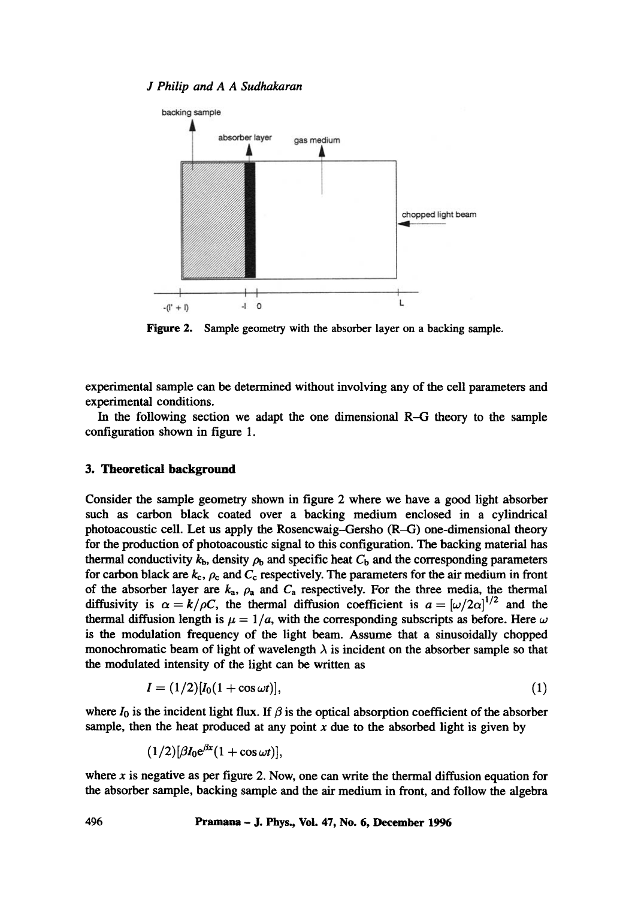Figure 2. Sample geometry with the absorber layer on a backing sample.

experimental sample can be determined without involving any of the cell parameters and experimental conditions.

In the following section we adapt the one dimensional R–G theory to the sample configuration shown in figure 1.

## 3. Theoretical background

Consider the sample geometry shown in figure 2 where we have a good light absorber such as carbon black coated over a backing medium enclosed in a cylindrical photoacoustic cell. Let us apply the Rosencwaig–Gersho (R–G) one-dimensional theory for the production of photoacoustic signal to this configuration. The backing material has thermal conductivity $k_b$, density $\rho_b$ and specific heat $C_b$ and the corresponding parameters for carbon black are $k_c$, $\rho_c$ and $C_c$ respectively. The parameters for the air medium in front of the absorber layer are $k_a$, $\rho_a$ and $C_a$ respectively. For the three media, the thermal diffusivity is $\alpha = k/\rho C$, the thermal diffusion coefficient is $a = [\omega/2\alpha]^{1/2}$ and the thermal diffusion length is $\mu = 1/a$, with the corresponding subscripts as before. Here $\omega$ is the modulation frequency of the light beam. Assume that a sinusoidally chopped monochromatic beam of light of wavelength $\lambda$ is incident on the absorber sample so that the modulated intensity of the light can be written as

$$I = (1/2)[I_0(1 + \cos\omega t)], \tag{1}$$

where $I_0$ is the incident light flux. If $\beta$ is the optical absorption coefficient of the absorber sample, then the heat produced at any point $x$ due to the absorbed light is given by

$$(1/2)[\beta I_0 e^{\beta x}(1 + \cos\omega t)],$$

where $x$ is negative as per figure 2. Now, one can write the thermal diffusion equation for the absorber sample, backing sample and the air medium in front, and follow the algebra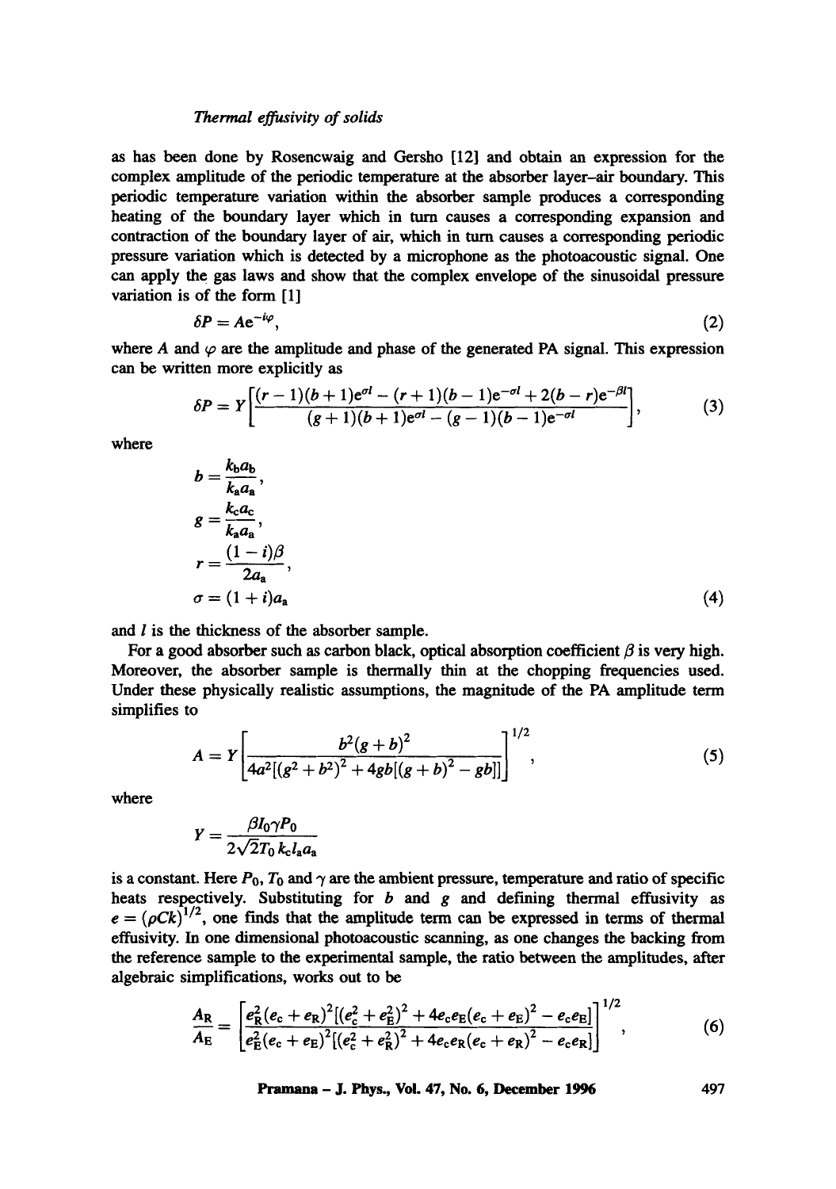as has been done by Rosencwaig and Gersho [12] and obtain an expression for the complex amplitude of the periodic temperature at the absorber layer–air boundary. This periodic temperature variation within the absorber sample produces a corresponding heating of the boundary layer which in turn causes a corresponding expansion and contraction of the boundary layer of air, which in turn causes a corresponding periodic pressure variation which is detected by a microphone as the photoacoustic signal. One can apply the gas laws and show that the complex envelope of the sinusoidal pressure variation is of the form [1]

$$\delta P = A\mathrm{e}^{-i\varphi}, \tag{2}$$

where $A$ and $\varphi$ are the amplitude and phase of the generated PA signal. This expression can be written more explicitly as

$$\delta P = Y\left[\frac{(r-1)(b+1)\mathrm{e}^{\sigma l} - (r+1)(b-1)\mathrm{e}^{-\sigma l} + 2(b-r)\mathrm{e}^{-\beta l}}{(g+1)(b+1)\mathrm{e}^{\sigma l} - (g-1)(b-1)\mathrm{e}^{-\sigma l}}\right], \tag{3}$$

where

$$b = \frac{k_{\mathrm{b}}a_{\mathrm{b}}}{k_{\mathrm{a}}a_{\mathrm{a}}},$$

$$g = \frac{k_{\mathrm{c}}a_{\mathrm{c}}}{k_{\mathrm{a}}a_{\mathrm{a}}},$$

$$r = \frac{(1-i)\beta}{2a_{\mathrm{a}}},$$

$$\sigma = (1+i)a_{\mathrm{a}} \tag{4}$$

and $l$ is the thickness of the absorber sample.

For a good absorber such as carbon black, optical absorption coefficient $\beta$ is very high. Moreover, the absorber sample is thermally thin at the chopping frequencies used. Under these physically realistic assumptions, the magnitude of the PA amplitude term simplifies to

$$A = Y\left[\frac{b^2(g+b)^2}{4a^2[(g^2+b^2)^2 + 4gb[(g+b)^2 - gb]]}\right]^{1/2}, \tag{5}$$

where

$$Y = \frac{\beta I_0 \gamma P_0}{2\sqrt{2}T_0\, k_{\mathrm{c}} l_{\mathrm{a}} a_{\mathrm{a}}}$$

is a constant. Here $P_0$, $T_0$ and $\gamma$ are the ambient pressure, temperature and ratio of specific heats respectively. Substituting for $b$ and $g$ and defining thermal effusivity as $e = (\rho Ck)^{1/2}$, one finds that the amplitude term can be expressed in terms of thermal effusivity. In one dimensional photoacoustic scanning, as one changes the backing from the reference sample to the experimental sample, the ratio between the amplitudes, after algebraic simplifications, works out to be

$$\frac{A_{\mathrm{R}}}{A_{\mathrm{E}}} = \left[\frac{e_{\mathrm{R}}^2(e_{\mathrm{c}}+e_{\mathrm{R}})^2[(e_{\mathrm{c}}^2+e_{\mathrm{E}}^2)^2 + 4e_{\mathrm{c}}e_{\mathrm{E}}(e_{\mathrm{c}}+e_{\mathrm{E}})^2 - e_{\mathrm{c}}e_{\mathrm{E}}]}{e_{\mathrm{E}}^2(e_{\mathrm{c}}+e_{\mathrm{E}})^2[(e_{\mathrm{c}}^2+e_{\mathrm{R}}^2)^2 + 4e_{\mathrm{c}}e_{\mathrm{R}}(e_{\mathrm{c}}+e_{\mathrm{R}})^2 - e_{\mathrm{c}}e_{\mathrm{R}}]}\right]^{1/2}, \tag{6}$$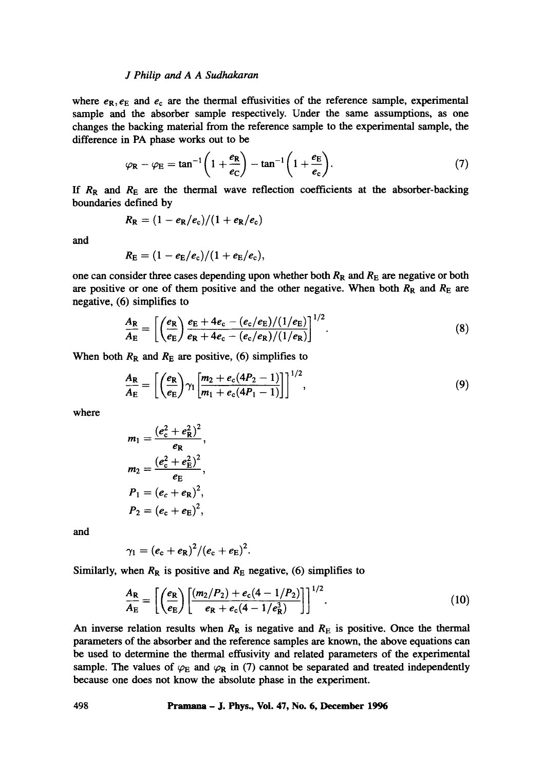where $e_R, e_E$ and $e_c$ are the thermal effusivities of the reference sample, experimental sample and the absorber sample respectively. Under the same assumptions, as one changes the backing material from the reference sample to the experimental sample, the difference in PA phase works out to be

$$\varphi_R - \varphi_E = \tan^{-1}\left(1 + \frac{e_R}{e_C}\right) - \tan^{-1}\left(1 + \frac{e_E}{e_c}\right). \tag{7}$$

If $R_R$ and $R_E$ are the thermal wave reflection coefficients at the absorber-backing boundaries defined by

$$R_R = (1 - e_R/e_c)/(1 + e_R/e_c)$$

and

$$R_E = (1 - e_E/e_c)/(1 + e_E/e_c),$$

one can consider three cases depending upon whether both $R_R$ and $R_E$ are negative or both are positive or one of them positive and the other negative. When both $R_R$ and $R_E$ are negative, (6) simplifies to

$$\frac{A_R}{A_E} = \left[\left(\frac{e_R}{e_E}\right)\frac{e_E + 4e_c - (e_c/e_E)/(1/e_E)}{e_R + 4e_c - (e_c/e_R)/(1/e_R)}\right]^{1/2}. \tag{8}$$

When both $R_R$ and $R_E$ are positive, (6) simplifies to

$$\frac{A_R}{A_E} = \left[\left(\frac{e_R}{e_E}\right)\gamma_1\left[\frac{m_2 + e_c(4P_2 - 1)}{m_1 + e_c(4P_1 - 1)}\right]\right]^{1/2}, \tag{9}$$

where

$$m_1 = \frac{(e_c^2 + e_R^2)^2}{e_R},$$

$$m_2 = \frac{(e_c^2 + e_E^2)^2}{e_E},$$

$$P_1 = (e_c + e_R)^2,$$

$$P_2 = (e_c + e_E)^2,$$

and

$$\gamma_1 = (e_c + e_R)^2/(e_c + e_E)^2.$$

Similarly, when $R_R$ is positive and $R_E$ negative, (6) simplifies to

$$\frac{A_R}{A_E} = \left[\left(\frac{e_R}{e_E}\right)\left[\frac{(m_2/P_2) + e_c(4 - 1/P_2)}{e_R + e_c(4 - 1/e_R^3)}\right]\right]^{1/2}. \tag{10}$$

An inverse relation results when $R_R$ is negative and $R_E$ is positive. Once the thermal parameters of the absorber and the reference samples are known, the above equations can be used to determine the thermal effusivity and related parameters of the experimental sample. The values of $\varphi_E$ and $\varphi_R$ in (7) cannot be separated and treated independently because one does not know the absolute phase in the experiment.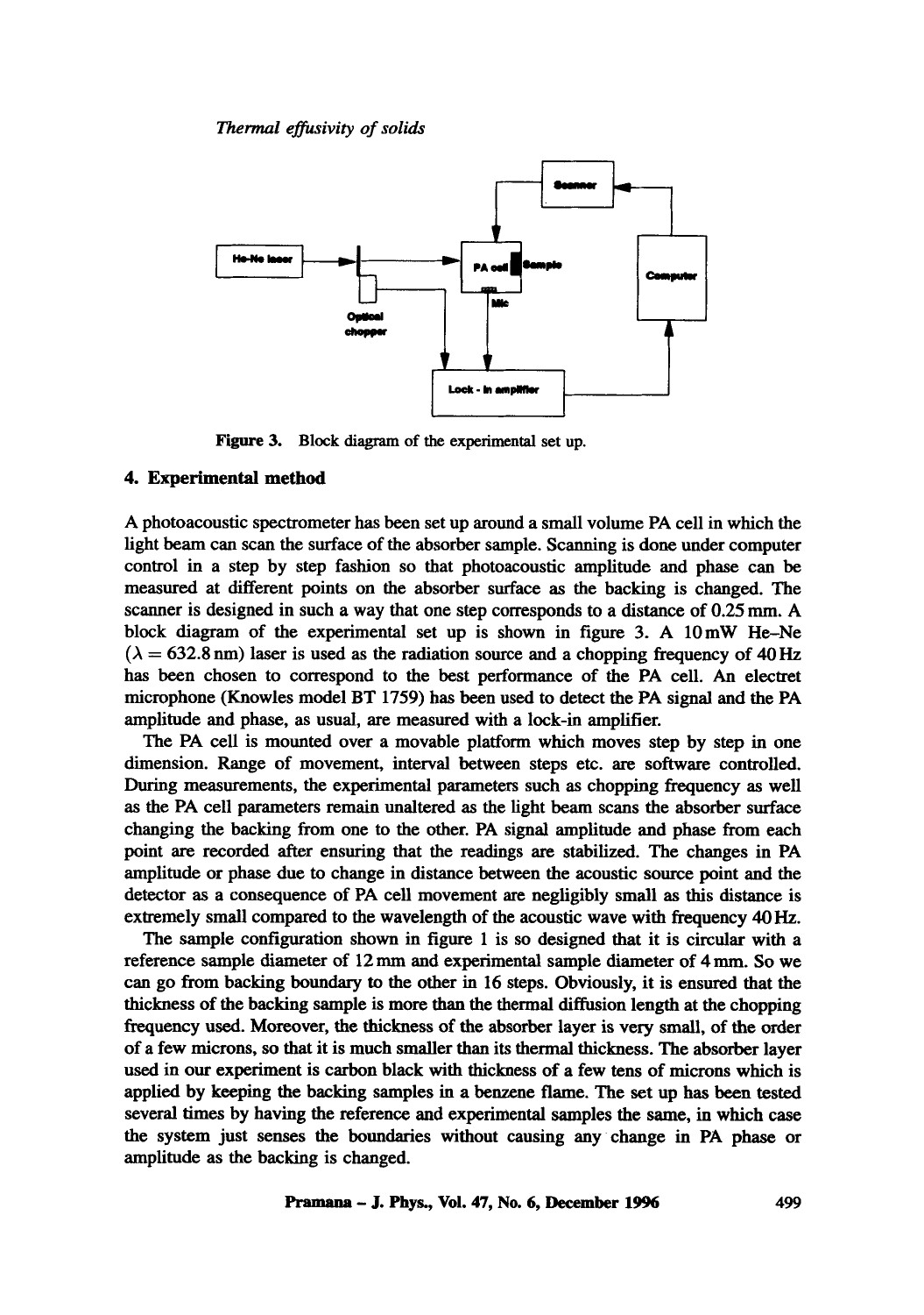Figure 3. Block diagram of the experimental set up.

## 4. Experimental method

A photoacoustic spectrometer has been set up around a small volume PA cell in which the light beam can scan the surface of the absorber sample. Scanning is done under computer control in a step by step fashion so that photoacoustic amplitude and phase can be measured at different points on the absorber surface as the backing is changed. The scanner is designed in such a way that one step corresponds to a distance of 0.25 mm. A block diagram of the experimental set up is shown in figure 3. A 10 mW He–Ne ($\lambda = 632.8$ nm) laser is used as the radiation source and a chopping frequency of 40 Hz has been chosen to correspond to the best performance of the PA cell. An electret microphone (Knowles model BT 1759) has been used to detect the PA signal and the PA amplitude and phase, as usual, are measured with a lock-in amplifier.

The PA cell is mounted over a movable platform which moves step by step in one dimension. Range of movement, interval between steps etc. are software controlled. During measurements, the experimental parameters such as chopping frequency as well as the PA cell parameters remain unaltered as the light beam scans the absorber surface changing the backing from one to the other. PA signal amplitude and phase from each point are recorded after ensuring that the readings are stabilized. The changes in PA amplitude or phase due to change in distance between the acoustic source point and the detector as a consequence of PA cell movement are negligibly small as this distance is extremely small compared to the wavelength of the acoustic wave with frequency 40 Hz.

The sample configuration shown in figure 1 is so designed that it is circular with a reference sample diameter of 12 mm and experimental sample diameter of 4 mm. So we can go from backing boundary to the other in 16 steps. Obviously, it is ensured that the thickness of the backing sample is more than the thermal diffusion length at the chopping frequency used. Moreover, the thickness of the absorber layer is very small, of the order of a few microns, so that it is much smaller than its thermal thickness. The absorber layer used in our experiment is carbon black with thickness of a few tens of microns which is applied by keeping the backing samples in a benzene flame. The set up has been tested several times by having the reference and experimental samples the same, in which case the system just senses the boundaries without causing any change in PA phase or amplitude as the backing is changed.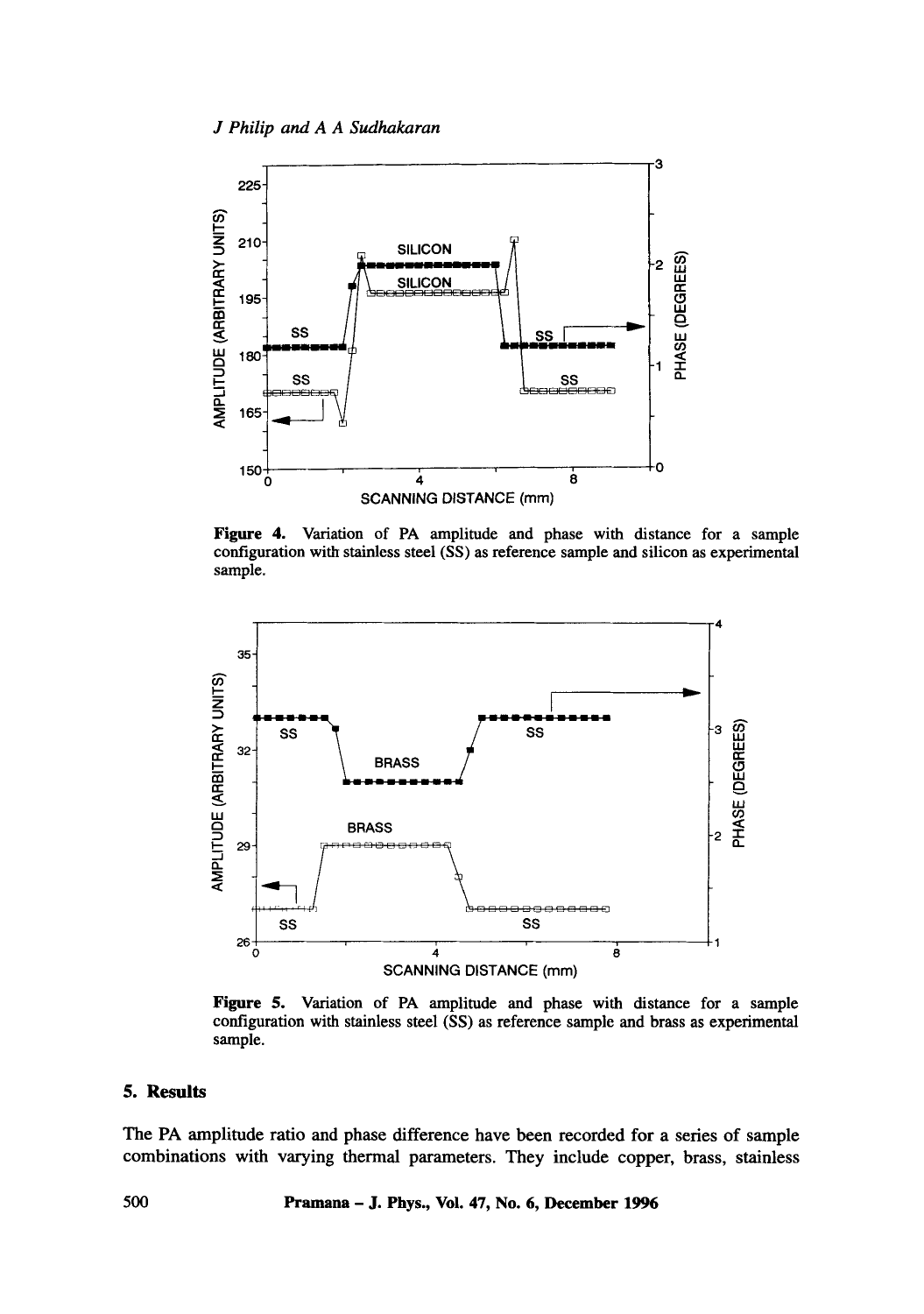**Figure 4.** Variation of PA amplitude and phase with distance for a sample configuration with stainless steel (SS) as reference sample and silicon as experimental sample.

**Figure 5.** Variation of PA amplitude and phase with distance for a sample configuration with stainless steel (SS) as reference sample and brass as experimental sample.

## 5. Results

The PA amplitude ratio and phase difference have been recorded for a series of sample combinations with varying thermal parameters. They include copper, brass, stainless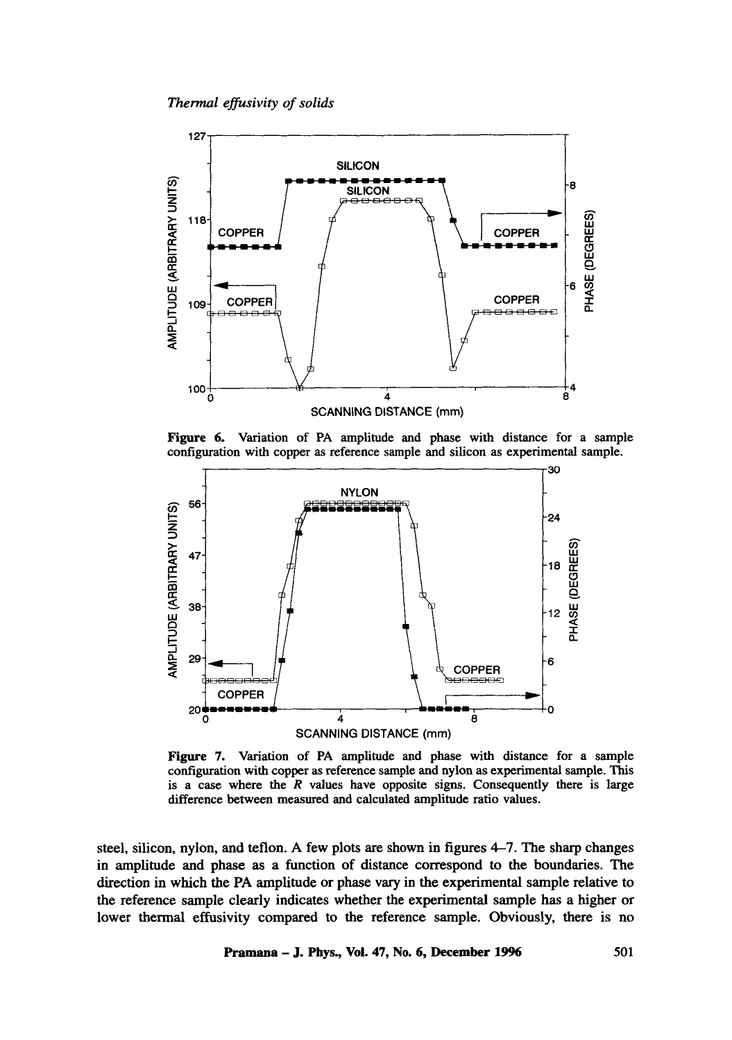**Figure 6.** Variation of PA amplitude and phase with distance for a sample configuration with copper as reference sample and silicon as experimental sample.

**Figure 7.** Variation of PA amplitude and phase with distance for a sample configuration with copper as reference sample and nylon as experimental sample. This is a case where the $R$ values have opposite signs. Consequently there is large difference between measured and calculated amplitude ratio values.

steel, silicon, nylon, and teflon. A few plots are shown in figures 4–7. The sharp changes in amplitude and phase as a function of distance correspond to the boundaries. The direction in which the PA amplitude or phase vary in the experimental sample relative to the reference sample clearly indicates whether the experimental sample has a higher or lower thermal effusivity compared to the reference sample. Obviously, there is no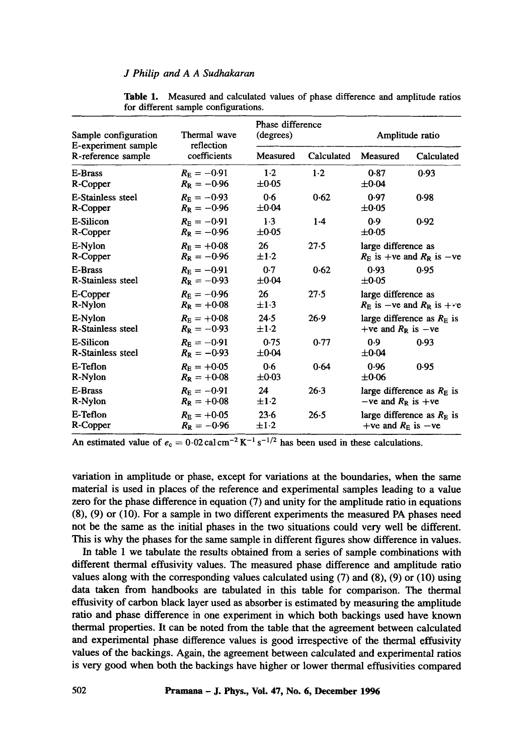**Table 1.** Measured and calculated values of phase difference and amplitude ratios for different sample configurations.

| Sample configuration E-experiment sample R-reference sample | Thermal wave reflection coefficients | Phase difference (degrees) | | Amplitude ratio | |
|---|---|---|---|---|---|
| | | Measured | Calculated | Measured | Calculated |
| E-Brass R-Copper | $R_E = -0.91$ $R_R = -0.96$ | 1·2 ±0·05 | 1·2 | 0·87 ±0·04 | 0·93 |
| E-Stainless steel R-Copper | $R_E = -0.93$ $R_R = -0.96$ | 0·6 ±0·04 | 0·62 | 0·97 ±0·05 | 0·98 |
| E-Silicon R-Copper | $R_E = -0.91$ $R_R = -0.96$ | 1·3 ±0·05 | 1·4 | 0·9 ±0·05 | 0·92 |
| E-Nylon R-Copper | $R_E = +0.08$ $R_R = -0.96$ | 26 ±1·2 | 27·5 | large difference as $R_E$ is +ve and $R_R$ is −ve | |
| E-Brass R-Stainless steel | $R_E = -0.91$ $R_R = -0.93$ | 0·7 ±0·04 | 0·62 | 0·93 ±0·05 | 0·95 |
| E-Copper R-Nylon | $R_E = -0.96$ $R_R = +0.08$ | 26 ±1·3 | 27·5 | large difference as $R_E$ is −ve and $R_R$ is +ve | |
| E-Nylon R-Stainless steel | $R_E = +0.08$ $R_R = -0.93$ | 24·5 ±1·2 | 26·9 | large difference as $R_E$ is +ve and $R_R$ is −ve | |
| E-Silicon R-Stainless steel | $R_E = -0.91$ $R_R = -0.93$ | 0·75 ±0·04 | 0·77 | 0·9 ±0·04 | 0·93 |
| E-Teflon R-Nylon | $R_E = +0.05$ $R_R = +0.08$ | 0·6 ±0·03 | 0·64 | 0·96 ±0·06 | 0·95 |
| E-Brass R-Nylon | $R_E = -0.91$ $R_R = +0.08$ | 24 ±1·2 | 26·3 | large difference as $R_E$ is −ve and $R_R$ is +ve | |
| E-Teflon R-Copper | $R_E = +0.05$ $R_R = -0.96$ | 23·6 ±1·2 | 26·5 | large difference as $R_E$ is +ve and $R_E$ is −ve | |

An estimated value of $e_c = 0{\cdot}02\,\mathrm{cal\,cm^{-2}\,K^{-1}\,s^{-1/2}}$ has been used in these calculations.

variation in amplitude or phase, except for variations at the boundaries, when the same material is used in places of the reference and experimental samples leading to a value zero for the phase difference in equation (7) and unity for the amplitude ratio in equations (8), (9) or (10). For a sample in two different experiments the measured PA phases need not be the same as the initial phases in the two situations could very well be different. This is why the phases for the same sample in different figures show difference in values.

In table 1 we tabulate the results obtained from a series of sample combinations with different thermal effusivity values. The measured phase difference and amplitude ratio values along with the corresponding values calculated using (7) and (8), (9) or (10) using data taken from handbooks are tabulated in this table for comparison. The thermal effusivity of carbon black layer used as absorber is estimated by measuring the amplitude ratio and phase difference in one experiment in which both backings used have known thermal properties. It can be noted from the table that the agreement between calculated and experimental phase difference values is good irrespective of the thermal effusivity values of the backings. Again, the agreement between calculated and experimental ratios is very good when both the backings have higher or lower thermal effusivities compared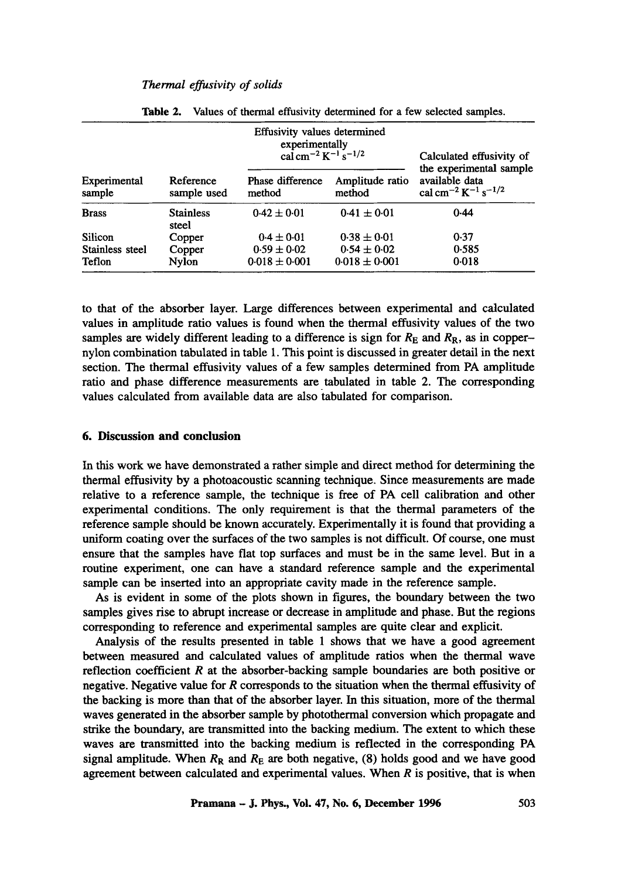**Table 2.** Values of thermal effusivity determined for a few selected samples.

| Experimental sample | Reference sample used | Effusivity values determined experimentally $\text{cal cm}^{-2}\,\text{K}^{-1}\,\text{s}^{-1/2}$ Phase difference method | Amplitude ratio method | Calculated effusivity of the experimental sample available data $\text{cal cm}^{-2}\,\text{K}^{-1}\,\text{s}^{-1/2}$ |
|---|---|---|---|---|
| Brass | Stainless steel | $0.42 \pm 0.01$ | $0.41 \pm 0.01$ | 0.44 |
| Silicon | Copper | $0.4 \pm 0.01$ | $0.38 \pm 0.01$ | 0.37 |
| Stainless steel | Copper | $0.59 \pm 0.02$ | $0.54 \pm 0.02$ | 0.585 |
| Teflon | Nylon | $0.018 \pm 0.001$ | $0.018 \pm 0.001$ | 0.018 |

to that of the absorber layer. Large differences between experimental and calculated values in amplitude ratio values is found when the thermal effusivity values of the two samples are widely different leading to a difference is sign for $R_E$ and $R_R$, as in copper–nylon combination tabulated in table 1. This point is discussed in greater detail in the next section. The thermal effusivity values of a few samples determined from PA amplitude ratio and phase difference measurements are tabulated in table 2. The corresponding values calculated from available data are also tabulated for comparison.

## 6. Discussion and conclusion

In this work we have demonstrated a rather simple and direct method for determining the thermal effusivity by a photoacoustic scanning technique. Since measurements are made relative to a reference sample, the technique is free of PA cell calibration and other experimental conditions. The only requirement is that the thermal parameters of the reference sample should be known accurately. Experimentally it is found that providing a uniform coating over the surfaces of the two samples is not difficult. Of course, one must ensure that the samples have flat top surfaces and must be in the same level. But in a routine experiment, one can have a standard reference sample and the experimental sample can be inserted into an appropriate cavity made in the reference sample.

As is evident in some of the plots shown in figures, the boundary between the two samples gives rise to abrupt increase or decrease in amplitude and phase. But the regions corresponding to reference and experimental samples are quite clear and explicit.

Analysis of the results presented in table 1 shows that we have a good agreement between measured and calculated values of amplitude ratios when the thermal wave reflection coefficient $R$ at the absorber-backing sample boundaries are both positive or negative. Negative value for $R$ corresponds to the situation when the thermal effusivity of the backing is more than that of the absorber layer. In this situation, more of the thermal waves generated in the absorber sample by photothermal conversion which propagate and strike the boundary, are transmitted into the backing medium. The extent to which these waves are transmitted into the backing medium is reflected in the corresponding PA signal amplitude. When $R_R$ and $R_E$ are both negative, (8) holds good and we have good agreement between calculated and experimental values. When $R$ is positive, that is when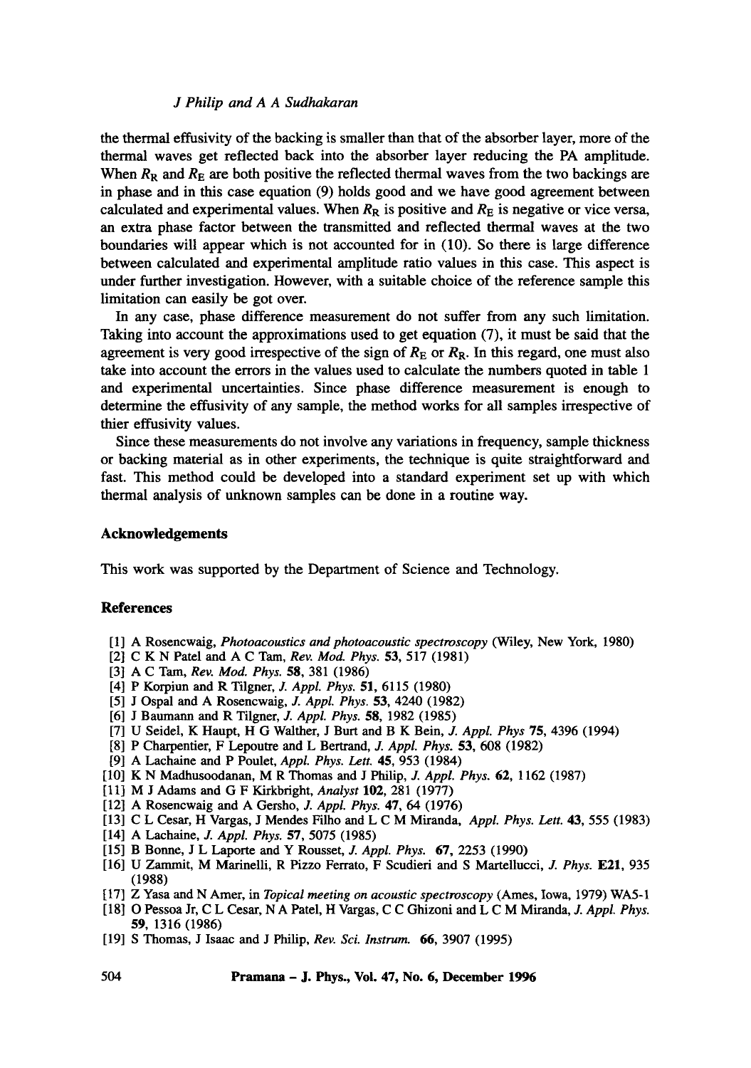the thermal effusivity of the backing is smaller than that of the absorber layer, more of the thermal waves get reflected back into the absorber layer reducing the PA amplitude. When $R_R$ and $R_E$ are both positive the reflected thermal waves from the two backings are in phase and in this case equation (9) holds good and we have good agreement between calculated and experimental values. When $R_R$ is positive and $R_E$ is negative or vice versa, an extra phase factor between the transmitted and reflected thermal waves at the two boundaries will appear which is not accounted for in (10). So there is large difference between calculated and experimental amplitude ratio values in this case. This aspect is under further investigation. However, with a suitable choice of the reference sample this limitation can easily be got over.

In any case, phase difference measurement do not suffer from any such limitation. Taking into account the approximations used to get equation (7), it must be said that the agreement is very good irrespective of the sign of $R_E$ or $R_R$. In this regard, one must also take into account the errors in the values used to calculate the numbers quoted in table 1 and experimental uncertainties. Since phase difference measurement is enough to determine the effusivity of any sample, the method works for all samples irrespective of thier effusivity values.

Since these measurements do not involve any variations in frequency, sample thickness or backing material as in other experiments, the technique is quite straightforward and fast. This method could be developed into a standard experiment set up with which thermal analysis of unknown samples can be done in a routine way.

### Acknowledgements

This work was supported by the Department of Science and Technology.

### References

[1] A Rosencwaig, *Photoacoustics and photoacoustic spectroscopy* (Wiley, New York, 1980)
[2] C K N Patel and A C Tam, *Rev. Mod. Phys.* **53**, 517 (1981)
[3] A C Tam, *Rev. Mod. Phys.* **58**, 381 (1986)
[4] P Korpiun and R Tilgner, *J. Appl. Phys.* **51**, 6115 (1980)
[5] J Ospal and A Rosencwaig, *J. Appl. Phys.* **53**, 4240 (1982)
[6] J Baumann and R Tilgner, *J. Appl. Phys.* **58**, 1982 (1985)
[7] U Seidel, K Haupt, H G Walther, J Burt and B K Bein, *J. Appl. Phys* **75**, 4396 (1994)
[8] P Charpentier, F Lepoutre and L Bertrand, *J. Appl. Phys.* **53**, 608 (1982)
[9] A Lachaine and P Poulet, *Appl. Phys. Lett.* **45**, 953 (1984)
[10] K N Madhusoodanan, M R Thomas and J Philip, *J. Appl. Phys.* **62**, 1162 (1987)
[11] M J Adams and G F Kirkbright, *Analyst* **102**, 281 (1977)
[12] A Rosencwaig and A Gersho, *J. Appl. Phys.* **47**, 64 (1976)
[13] C L Cesar, H Vargas, J Mendes Filho and L C M Miranda, *Appl. Phys. Lett.* **43**, 555 (1983)
[14] A Lachaine, *J. Appl. Phys.* **57**, 5075 (1985)
[15] B Bonne, J L Laporte and Y Rousset, *J. Appl. Phys.* **67**, 2253 (1990)
[16] U Zammit, M Marinelli, R Pizzo Ferrato, F Scudieri and S Martellucci, *J. Phys.* **E21**, 935 (1988)
[17] Z Yasa and N Amer, in *Topical meeting on acoustic spectroscopy* (Ames, Iowa, 1979) WA5-1
[18] O Pessoa Jr, C L Cesar, N A Patel, H Vargas, C C Ghizoni and L C M Miranda, *J. Appl. Phys.* **59**, 1316 (1986)
[19] S Thomas, J Isaac and J Philip, *Rev. Sci. Instrum.* **66**, 3907 (1995)